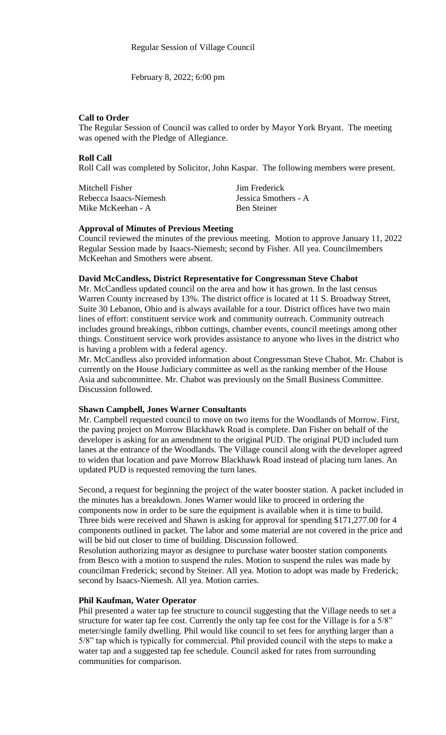Regular Session of Village Council

February 8, 2022; 6:00 pm

**Call to Order**

The Regular Session of Council was called to order by Mayor York Bryant. The meeting was opened with the Pledge of Allegiance.

**Roll Call**

Roll Call was completed by Solicitor, John Kaspar. The following members were present.

| | |
|---|---|
| Mitchell Fisher | Jim Frederick |
| Rebecca Isaacs-Niemesh | Jessica Smothers - A |
| Mike McKeehan - A | Ben Steiner |

**Approval of Minutes of Previous Meeting**

Council reviewed the minutes of the previous meeting. Motion to approve January 11, 2022 Regular Session made by Isaacs-Niemesh; second by Fisher. All yea. Councilmembers McKeehan and Smothers were absent.

**David McCandless, District Representative for Congressman Steve Chabot**

Mr. McCandless updated council on the area and how it has grown. In the last census Warren County increased by 13%. The district office is located at 11 S. Broadway Street, Suite 30 Lebanon, Ohio and is always available for a tour. District offices have two main lines of effort: constituent service work and community outreach. Community outreach includes ground breakings, ribbon cuttings, chamber events, council meetings among other things. Constituent service work provides assistance to anyone who lives in the district who is having a problem with a federal agency.

Mr. McCandless also provided information about Congressman Steve Chabot. Mr. Chabot is currently on the House Judiciary committee as well as the ranking member of the House Asia and subcommittee. Mr. Chabot was previously on the Small Business Committee. Discussion followed.

**Shawn Campbell, Jones Warner Consultants**

Mr. Campbell requested council to move on two items for the Woodlands of Morrow. First, the paving project on Morrow Blackhawk Road is complete. Dan Fisher on behalf of the developer is asking for an amendment to the original PUD. The original PUD included turn lanes at the entrance of the Woodlands. The Village council along with the developer agreed to widen that location and pave Morrow Blackhawk Road instead of placing turn lanes. An updated PUD is requested removing the turn lanes.

Second, a request for beginning the project of the water booster station. A packet included in the minutes has a breakdown. Jones Warner would like to proceed in ordering the components now in order to be sure the equipment is available when it is time to build. Three bids were received and Shawn is asking for approval for spending $171,277.00 for 4 components outlined in packet. The labor and some material are not covered in the price and will be bid out closer to time of building. Discussion followed.

Resolution authorizing mayor as designee to purchase water booster station components from Besco with a motion to suspend the rules. Motion to suspend the rules was made by councilman Frederick; second by Steiner. All yea. Motion to adopt was made by Frederick; second by Isaacs-Niemesh. All yea. Motion carries.

**Phil Kaufman, Water Operator**

Phil presented a water tap fee structure to council suggesting that the Village needs to set a structure for water tap fee cost. Currently the only tap fee cost for the Village is for a 5/8" meter/single family dwelling. Phil would like council to set fees for anything larger than a 5/8" tap which is typically for commercial. Phil provided council with the steps to make a water tap and a suggested tap fee schedule. Council asked for rates from surrounding communities for comparison.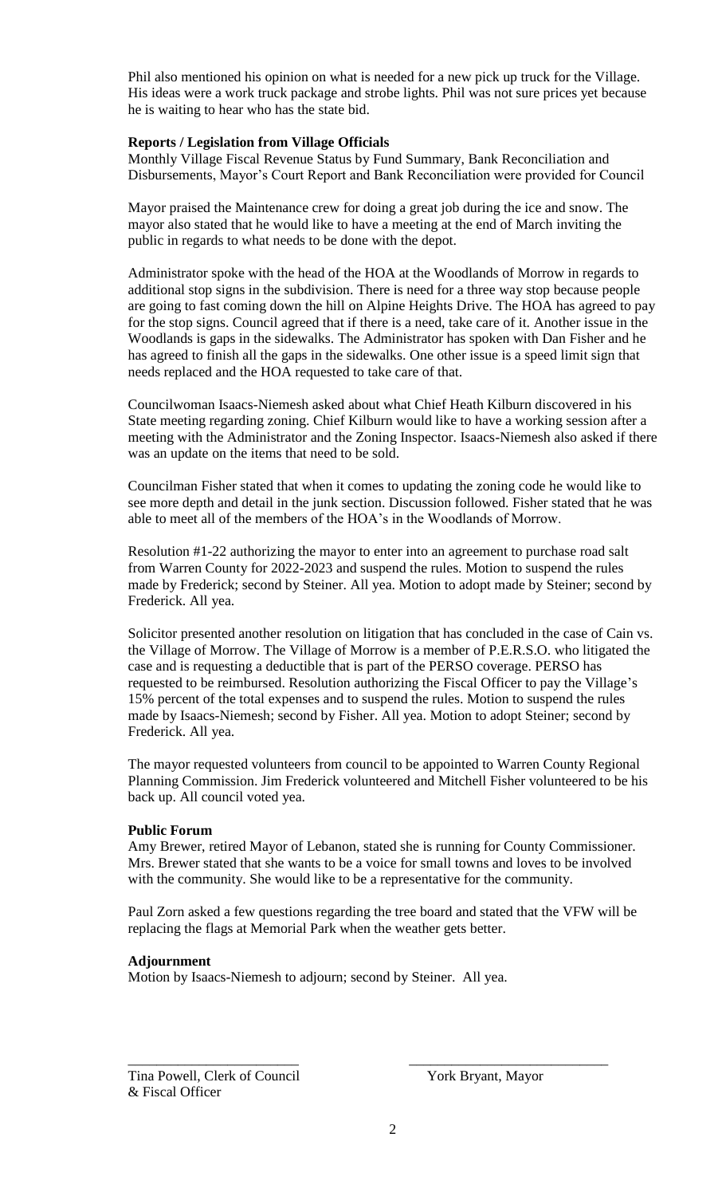Phil also mentioned his opinion on what is needed for a new pick up truck for the Village. His ideas were a work truck package and strobe lights. Phil was not sure prices yet because he is waiting to hear who has the state bid.

**Reports / Legislation from Village Officials**

Monthly Village Fiscal Revenue Status by Fund Summary, Bank Reconciliation and Disbursements, Mayor's Court Report and Bank Reconciliation were provided for Council

Mayor praised the Maintenance crew for doing a great job during the ice and snow. The mayor also stated that he would like to have a meeting at the end of March inviting the public in regards to what needs to be done with the depot.

Administrator spoke with the head of the HOA at the Woodlands of Morrow in regards to additional stop signs in the subdivision. There is need for a three way stop because people are going to fast coming down the hill on Alpine Heights Drive. The HOA has agreed to pay for the stop signs. Council agreed that if there is a need, take care of it. Another issue in the Woodlands is gaps in the sidewalks. The Administrator has spoken with Dan Fisher and he has agreed to finish all the gaps in the sidewalks. One other issue is a speed limit sign that needs replaced and the HOA requested to take care of that.

Councilwoman Isaacs-Niemesh asked about what Chief Heath Kilburn discovered in his State meeting regarding zoning. Chief Kilburn would like to have a working session after a meeting with the Administrator and the Zoning Inspector. Isaacs-Niemesh also asked if there was an update on the items that need to be sold.

Councilman Fisher stated that when it comes to updating the zoning code he would like to see more depth and detail in the junk section. Discussion followed. Fisher stated that he was able to meet all of the members of the HOA's in the Woodlands of Morrow.

Resolution #1-22 authorizing the mayor to enter into an agreement to purchase road salt from Warren County for 2022-2023 and suspend the rules. Motion to suspend the rules made by Frederick; second by Steiner. All yea. Motion to adopt made by Steiner; second by Frederick. All yea.

Solicitor presented another resolution on litigation that has concluded in the case of Cain vs. the Village of Morrow. The Village of Morrow is a member of P.E.R.S.O. who litigated the case and is requesting a deductible that is part of the PERSO coverage. PERSO has requested to be reimbursed. Resolution authorizing the Fiscal Officer to pay the Village's 15% percent of the total expenses and to suspend the rules. Motion to suspend the rules made by Isaacs-Niemesh; second by Fisher. All yea. Motion to adopt Steiner; second by Frederick. All yea.

The mayor requested volunteers from council to be appointed to Warren County Regional Planning Commission. Jim Frederick volunteered and Mitchell Fisher volunteered to be his back up. All council voted yea.

**Public Forum**

Amy Brewer, retired Mayor of Lebanon, stated she is running for County Commissioner. Mrs. Brewer stated that she wants to be a voice for small towns and loves to be involved with the community. She would like to be a representative for the community.

Paul Zorn asked a few questions regarding the tree board and stated that the VFW will be replacing the flags at Memorial Park when the weather gets better.

**Adjournment**

Motion by Isaacs-Niemesh to adjourn; second by Steiner. All yea.

\_\_\_\_\_\_\_\_\_\_\_\_\_\_\_\_\_\_\_\_\_\_\_\_\_\_
Tina Powell, Clerk of Council
& Fiscal Officer

\_\_\_\_\_\_\_\_\_\_\_\_\_\_\_\_\_\_\_\_\_\_\_\_\_\_
York Bryant, Mayor